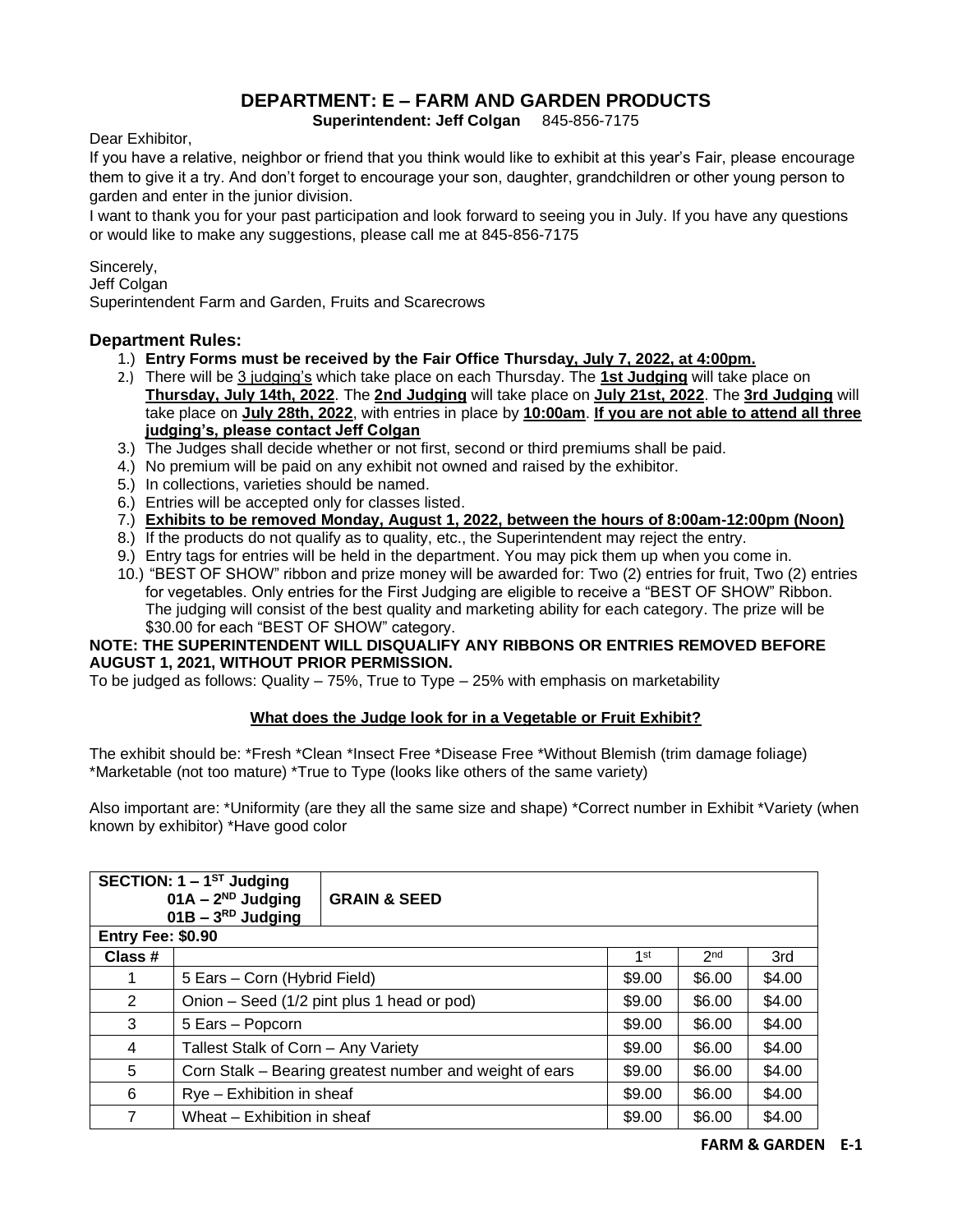# DEPARTMENT: E – FARM AND GARDEN PRODUCTS

**Superintendent: Jeff Colgan** 845-856-7175

Dear Exhibitor,

If you have a relative, neighbor or friend that you think would like to exhibit at this year's Fair, please encourage them to give it a try. And don't forget to encourage your son, daughter, grandchildren or other young person to garden and enter in the junior division.

I want to thank you for your past participation and look forward to seeing you in July. If you have any questions or would like to make any suggestions, please call me at 845-856-7175

Sincerely,
Jeff Colgan
Superintendent Farm and Garden, Fruits and Scarecrows

## Department Rules:

1.) **Entry Forms must be received by the Fair Office Thursday, July 7, 2022, at 4:00pm.**
2.) There will be 3 judging's which take place on each Thursday. The **1st Judging** will take place on **Thursday, July 14th, 2022**. The **2nd Judging** will take place on **July 21st, 2022**. The **3rd Judging** will take place on **July 28th, 2022**, with entries in place by **10:00am**. **If you are not able to attend all three judging's, please contact Jeff Colgan**
3.) The Judges shall decide whether or not first, second or third premiums shall be paid.
4.) No premium will be paid on any exhibit not owned and raised by the exhibitor.
5.) In collections, varieties should be named.
6.) Entries will be accepted only for classes listed.
7.) **Exhibits to be removed Monday, August 1, 2022, between the hours of 8:00am-12:00pm (Noon)**
8.) If the products do not qualify as to quality, etc., the Superintendent may reject the entry.
9.) Entry tags for entries will be held in the department. You may pick them up when you come in.
10.) "BEST OF SHOW" ribbon and prize money will be awarded for: Two (2) entries for fruit, Two (2) entries for vegetables. Only entries for the First Judging are eligible to receive a "BEST OF SHOW" Ribbon. The judging will consist of the best quality and marketing ability for each category. The prize will be $30.00 for each "BEST OF SHOW" category.

**NOTE: THE SUPERINTENDENT WILL DISQUALIFY ANY RIBBONS OR ENTRIES REMOVED BEFORE AUGUST 1, 2021, WITHOUT PRIOR PERMISSION.**

To be judged as follows: Quality – 75%, True to Type – 25% with emphasis on marketability

### What does the Judge look for in a Vegetable or Fruit Exhibit?

The exhibit should be: *Fresh *Clean *Insect Free *Disease Free *Without Blemish (trim damage foliage) *Marketable (not too mature) *True to Type (looks like others of the same variety)

Also important are: *Uniformity (are they all the same size and shape) *Correct number in Exhibit *Variety (when known by exhibitor) *Have good color

| SECTION: 1 – 1ST Judging<br>01A – 2ND Judging<br>01B – 3RD Judging | GRAIN & SEED | | | |
|---|---|---|---|---|
| Entry Fee: $0.90 | | | | |
| Class # | | 1st | 2nd | 3rd |
| 1 | 5 Ears – Corn (Hybrid Field) | $9.00 | $6.00 | $4.00 |
| 2 | Onion – Seed (1/2 pint plus 1 head or pod) | $9.00 | $6.00 | $4.00 |
| 3 | 5 Ears – Popcorn | $9.00 | $6.00 | $4.00 |
| 4 | Tallest Stalk of Corn – Any Variety | $9.00 | $6.00 | $4.00 |
| 5 | Corn Stalk – Bearing greatest number and weight of ears | $9.00 | $6.00 | $4.00 |
| 6 | Rye – Exhibition in sheaf | $9.00 | $6.00 | $4.00 |
| 7 | Wheat – Exhibition in sheaf | $9.00 | $6.00 | $4.00 |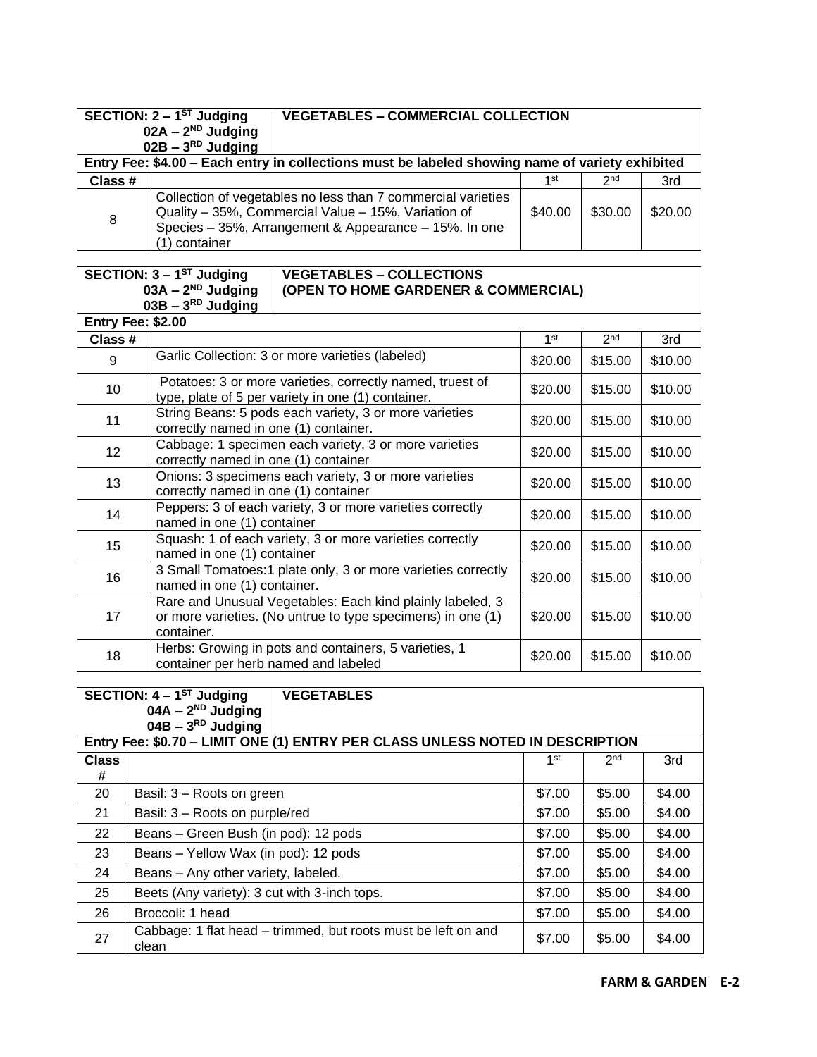| SECTION: 2 – 1ST Judging 02A – 2ND Judging 02B – 3RD Judging | VEGETABLES – COMMERCIAL COLLECTION | | | |
|---|---|---|---|---|
| **Entry Fee: $4.00 – Each entry in collections must be labeled showing name of variety exhibited** | | | | |
| **Class #** | | 1st | 2nd | 3rd |
| 8 | Collection of vegetables no less than 7 commercial varieties Quality – 35%, Commercial Value – 15%, Variation of Species – 35%, Arrangement & Appearance – 15%. In one (1) container | $40.00 | $30.00 | $20.00 |

| SECTION: 3 – 1ST Judging 03A – 2ND Judging 03B – 3RD Judging | VEGETABLES – COLLECTIONS (OPEN TO HOME GARDENER & COMMERCIAL) | | | |
|---|---|---|---|---|
| **Entry Fee: $2.00** | | | | |
| **Class #** | | 1st | 2nd | 3rd |
| 9 | Garlic Collection: 3 or more varieties (labeled) | $20.00 | $15.00 | $10.00 |
| 10 | Potatoes: 3 or more varieties, correctly named, truest of type, plate of 5 per variety in one (1) container. | $20.00 | $15.00 | $10.00 |
| 11 | String Beans: 5 pods each variety, 3 or more varieties correctly named in one (1) container. | $20.00 | $15.00 | $10.00 |
| 12 | Cabbage: 1 specimen each variety, 3 or more varieties correctly named in one (1) container | $20.00 | $15.00 | $10.00 |
| 13 | Onions: 3 specimens each variety, 3 or more varieties correctly named in one (1) container | $20.00 | $15.00 | $10.00 |
| 14 | Peppers: 3 of each variety, 3 or more varieties correctly named in one (1) container | $20.00 | $15.00 | $10.00 |
| 15 | Squash: 1 of each variety, 3 or more varieties correctly named in one (1) container | $20.00 | $15.00 | $10.00 |
| 16 | 3 Small Tomatoes:1 plate only, 3 or more varieties correctly named in one (1) container. | $20.00 | $15.00 | $10.00 |
| 17 | Rare and Unusual Vegetables: Each kind plainly labeled, 3 or more varieties. (No untrue to type specimens) in one (1) container. | $20.00 | $15.00 | $10.00 |
| 18 | Herbs: Growing in pots and containers, 5 varieties, 1 container per herb named and labeled | $20.00 | $15.00 | $10.00 |

| SECTION: 4 – 1ST Judging 04A – 2ND Judging 04B – 3RD Judging | VEGETABLES | | | |
|---|---|---|---|---|
| **Entry Fee: $0.70 – LIMIT ONE (1) ENTRY PER CLASS UNLESS NOTED IN DESCRIPTION** | | | | |
| **Class #** | | 1st | 2nd | 3rd |
| 20 | Basil: 3 – Roots on green | $7.00 | $5.00 | $4.00 |
| 21 | Basil: 3 – Roots on purple/red | $7.00 | $5.00 | $4.00 |
| 22 | Beans – Green Bush (in pod): 12 pods | $7.00 | $5.00 | $4.00 |
| 23 | Beans – Yellow Wax (in pod): 12 pods | $7.00 | $5.00 | $4.00 |
| 24 | Beans – Any other variety, labeled. | $7.00 | $5.00 | $4.00 |
| 25 | Beets (Any variety): 3 cut with 3-inch tops. | $7.00 | $5.00 | $4.00 |
| 26 | Broccoli: 1 head | $7.00 | $5.00 | $4.00 |
| 27 | Cabbage: 1 flat head – trimmed, but roots must be left on and clean | $7.00 | $5.00 | $4.00 |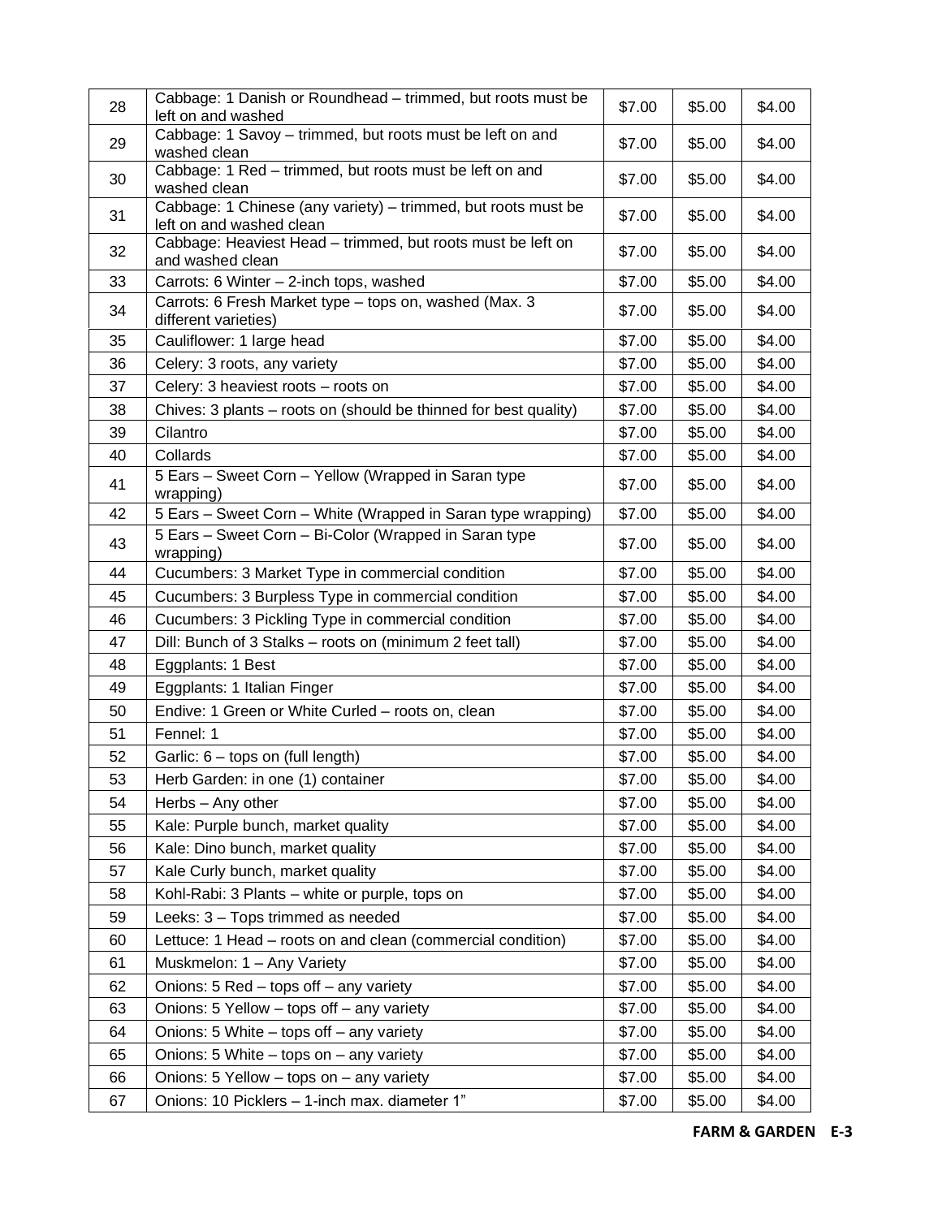| | | | | |
|---|---|---|---|---|
| 28 | Cabbage: 1 Danish or Roundhead – trimmed, but roots must be left on and washed | $7.00 | $5.00 | $4.00 |
| 29 | Cabbage: 1 Savoy – trimmed, but roots must be left on and washed clean | $7.00 | $5.00 | $4.00 |
| 30 | Cabbage: 1 Red – trimmed, but roots must be left on and washed clean | $7.00 | $5.00 | $4.00 |
| 31 | Cabbage: 1 Chinese (any variety) – trimmed, but roots must be left on and washed clean | $7.00 | $5.00 | $4.00 |
| 32 | Cabbage: Heaviest Head – trimmed, but roots must be left on and washed clean | $7.00 | $5.00 | $4.00 |
| 33 | Carrots: 6 Winter – 2-inch tops, washed | $7.00 | $5.00 | $4.00 |
| 34 | Carrots: 6 Fresh Market type – tops on, washed (Max. 3 different varieties) | $7.00 | $5.00 | $4.00 |
| 35 | Cauliflower: 1 large head | $7.00 | $5.00 | $4.00 |
| 36 | Celery: 3 roots, any variety | $7.00 | $5.00 | $4.00 |
| 37 | Celery: 3 heaviest roots – roots on | $7.00 | $5.00 | $4.00 |
| 38 | Chives: 3 plants – roots on (should be thinned for best quality) | $7.00 | $5.00 | $4.00 |
| 39 | Cilantro | $7.00 | $5.00 | $4.00 |
| 40 | Collards | $7.00 | $5.00 | $4.00 |
| 41 | 5 Ears – Sweet Corn – Yellow (Wrapped in Saran type wrapping) | $7.00 | $5.00 | $4.00 |
| 42 | 5 Ears – Sweet Corn – White (Wrapped in Saran type wrapping) | $7.00 | $5.00 | $4.00 |
| 43 | 5 Ears – Sweet Corn – Bi-Color (Wrapped in Saran type wrapping) | $7.00 | $5.00 | $4.00 |
| 44 | Cucumbers: 3 Market Type in commercial condition | $7.00 | $5.00 | $4.00 |
| 45 | Cucumbers: 3 Burpless Type in commercial condition | $7.00 | $5.00 | $4.00 |
| 46 | Cucumbers: 3 Pickling Type in commercial condition | $7.00 | $5.00 | $4.00 |
| 47 | Dill: Bunch of 3 Stalks – roots on (minimum 2 feet tall) | $7.00 | $5.00 | $4.00 |
| 48 | Eggplants: 1 Best | $7.00 | $5.00 | $4.00 |
| 49 | Eggplants: 1 Italian Finger | $7.00 | $5.00 | $4.00 |
| 50 | Endive: 1 Green or White Curled – roots on, clean | $7.00 | $5.00 | $4.00 |
| 51 | Fennel: 1 | $7.00 | $5.00 | $4.00 |
| 52 | Garlic: 6 – tops on (full length) | $7.00 | $5.00 | $4.00 |
| 53 | Herb Garden: in one (1) container | $7.00 | $5.00 | $4.00 |
| 54 | Herbs – Any other | $7.00 | $5.00 | $4.00 |
| 55 | Kale: Purple bunch, market quality | $7.00 | $5.00 | $4.00 |
| 56 | Kale: Dino bunch, market quality | $7.00 | $5.00 | $4.00 |
| 57 | Kale Curly bunch, market quality | $7.00 | $5.00 | $4.00 |
| 58 | Kohl-Rabi: 3 Plants – white or purple, tops on | $7.00 | $5.00 | $4.00 |
| 59 | Leeks: 3 – Tops trimmed as needed | $7.00 | $5.00 | $4.00 |
| 60 | Lettuce: 1 Head – roots on and clean (commercial condition) | $7.00 | $5.00 | $4.00 |
| 61 | Muskmelon: 1 – Any Variety | $7.00 | $5.00 | $4.00 |
| 62 | Onions: 5 Red – tops off – any variety | $7.00 | $5.00 | $4.00 |
| 63 | Onions: 5 Yellow – tops off – any variety | $7.00 | $5.00 | $4.00 |
| 64 | Onions: 5 White – tops off – any variety | $7.00 | $5.00 | $4.00 |
| 65 | Onions: 5 White – tops on – any variety | $7.00 | $5.00 | $4.00 |
| 66 | Onions: 5 Yellow – tops on – any variety | $7.00 | $5.00 | $4.00 |
| 67 | Onions: 10 Picklers – 1-inch max. diameter 1" | $7.00 | $5.00 | $4.00 |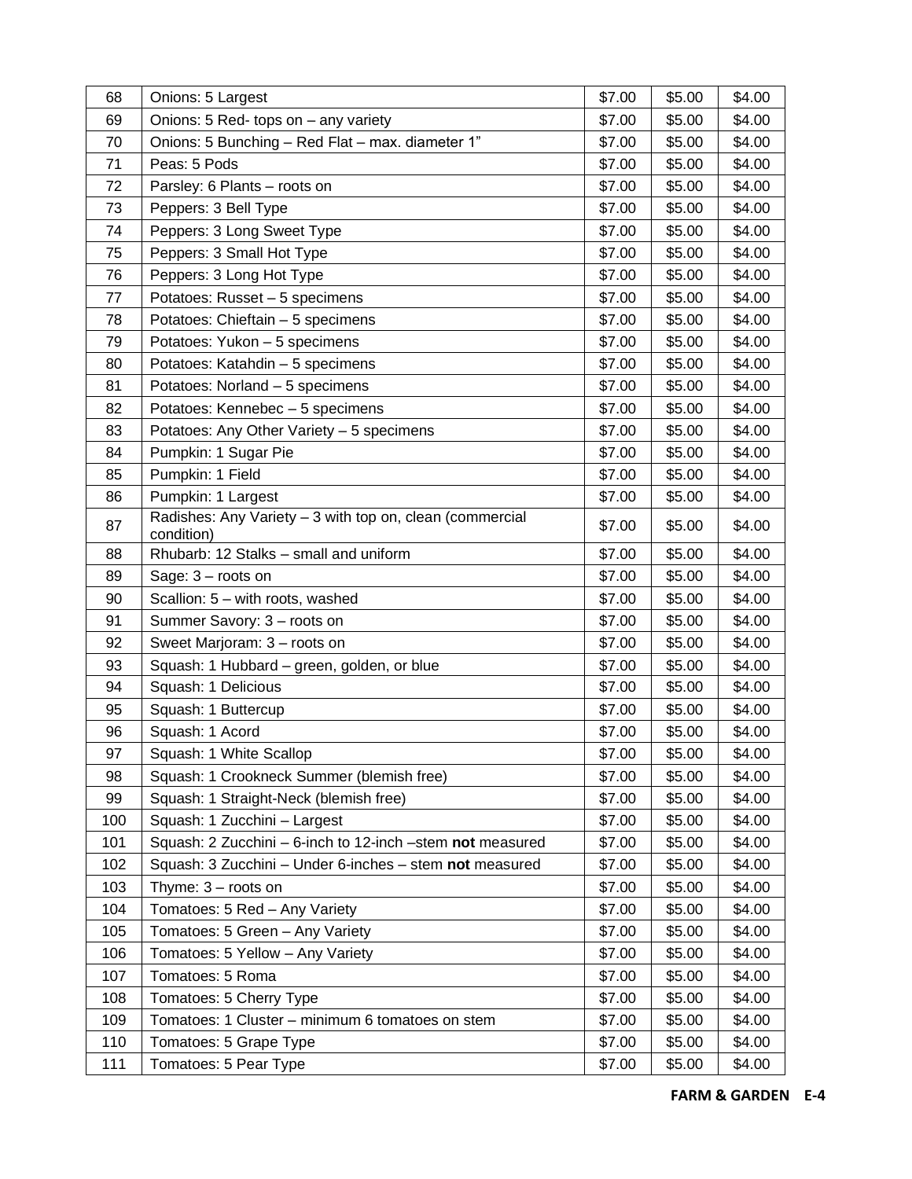| | | | | |
|---|---|---|---|---|
| 68 | Onions: 5 Largest | $7.00 | $5.00 | $4.00 |
| 69 | Onions: 5 Red- tops on – any variety | $7.00 | $5.00 | $4.00 |
| 70 | Onions: 5 Bunching – Red Flat – max. diameter 1” | $7.00 | $5.00 | $4.00 |
| 71 | Peas: 5 Pods | $7.00 | $5.00 | $4.00 |
| 72 | Parsley: 6 Plants – roots on | $7.00 | $5.00 | $4.00 |
| 73 | Peppers: 3 Bell Type | $7.00 | $5.00 | $4.00 |
| 74 | Peppers: 3 Long Sweet Type | $7.00 | $5.00 | $4.00 |
| 75 | Peppers: 3 Small Hot Type | $7.00 | $5.00 | $4.00 |
| 76 | Peppers: 3 Long Hot Type | $7.00 | $5.00 | $4.00 |
| 77 | Potatoes: Russet – 5 specimens | $7.00 | $5.00 | $4.00 |
| 78 | Potatoes: Chieftain – 5 specimens | $7.00 | $5.00 | $4.00 |
| 79 | Potatoes: Yukon – 5 specimens | $7.00 | $5.00 | $4.00 |
| 80 | Potatoes: Katahdin – 5 specimens | $7.00 | $5.00 | $4.00 |
| 81 | Potatoes: Norland – 5 specimens | $7.00 | $5.00 | $4.00 |
| 82 | Potatoes: Kennebec – 5 specimens | $7.00 | $5.00 | $4.00 |
| 83 | Potatoes: Any Other Variety – 5 specimens | $7.00 | $5.00 | $4.00 |
| 84 | Pumpkin: 1 Sugar Pie | $7.00 | $5.00 | $4.00 |
| 85 | Pumpkin: 1 Field | $7.00 | $5.00 | $4.00 |
| 86 | Pumpkin: 1 Largest | $7.00 | $5.00 | $4.00 |
| 87 | Radishes: Any Variety – 3 with top on, clean (commercial condition) | $7.00 | $5.00 | $4.00 |
| 88 | Rhubarb: 12 Stalks – small and uniform | $7.00 | $5.00 | $4.00 |
| 89 | Sage: 3 – roots on | $7.00 | $5.00 | $4.00 |
| 90 | Scallion: 5 – with roots, washed | $7.00 | $5.00 | $4.00 |
| 91 | Summer Savory: 3 – roots on | $7.00 | $5.00 | $4.00 |
| 92 | Sweet Marjoram: 3 – roots on | $7.00 | $5.00 | $4.00 |
| 93 | Squash: 1 Hubbard – green, golden, or blue | $7.00 | $5.00 | $4.00 |
| 94 | Squash: 1 Delicious | $7.00 | $5.00 | $4.00 |
| 95 | Squash: 1 Buttercup | $7.00 | $5.00 | $4.00 |
| 96 | Squash: 1 Acord | $7.00 | $5.00 | $4.00 |
| 97 | Squash: 1 White Scallop | $7.00 | $5.00 | $4.00 |
| 98 | Squash: 1 Crookneck Summer (blemish free) | $7.00 | $5.00 | $4.00 |
| 99 | Squash: 1 Straight-Neck (blemish free) | $7.00 | $5.00 | $4.00 |
| 100 | Squash: 1 Zucchini – Largest | $7.00 | $5.00 | $4.00 |
| 101 | Squash: 2 Zucchini – 6-inch to 12-inch –stem **not** measured | $7.00 | $5.00 | $4.00 |
| 102 | Squash: 3 Zucchini – Under 6-inches – stem **not** measured | $7.00 | $5.00 | $4.00 |
| 103 | Thyme: 3 – roots on | $7.00 | $5.00 | $4.00 |
| 104 | Tomatoes: 5 Red – Any Variety | $7.00 | $5.00 | $4.00 |
| 105 | Tomatoes: 5 Green – Any Variety | $7.00 | $5.00 | $4.00 |
| 106 | Tomatoes: 5 Yellow – Any Variety | $7.00 | $5.00 | $4.00 |
| 107 | Tomatoes: 5 Roma | $7.00 | $5.00 | $4.00 |
| 108 | Tomatoes: 5 Cherry Type | $7.00 | $5.00 | $4.00 |
| 109 | Tomatoes: 1 Cluster – minimum 6 tomatoes on stem | $7.00 | $5.00 | $4.00 |
| 110 | Tomatoes: 5 Grape Type | $7.00 | $5.00 | $4.00 |
| 111 | Tomatoes: 5 Pear Type | $7.00 | $5.00 | $4.00 |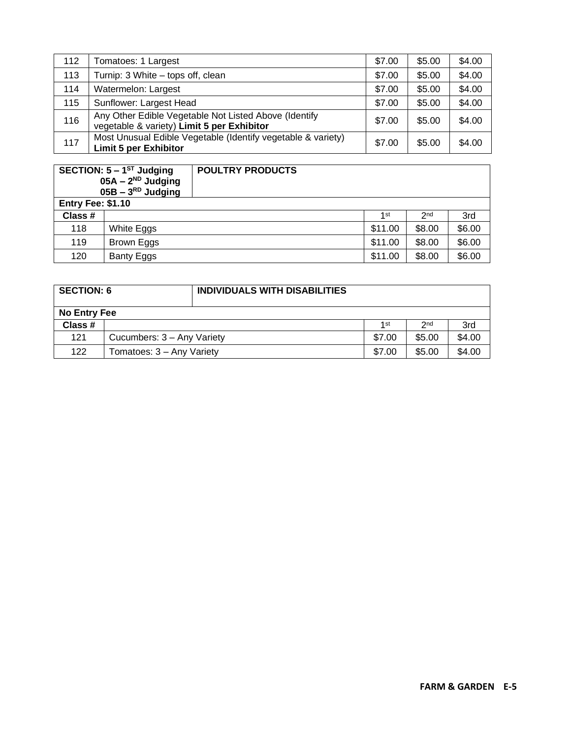| | | | | |
|---|---|---|---|---|
| 112 | Tomatoes: 1 Largest | $7.00 | $5.00 | $4.00 |
| 113 | Turnip: 3 White – tops off, clean | $7.00 | $5.00 | $4.00 |
| 114 | Watermelon: Largest | $7.00 | $5.00 | $4.00 |
| 115 | Sunflower: Largest Head | $7.00 | $5.00 | $4.00 |
| 116 | Any Other Edible Vegetable Not Listed Above (Identify vegetable & variety) **Limit 5 per Exhibitor** | $7.00 | $5.00 | $4.00 |
| 117 | Most Unusual Edible Vegetable (Identify vegetable & variety) **Limit 5 per Exhibitor** | $7.00 | $5.00 | $4.00 |

| **SECTION: 5 – 1ST Judging 05A – 2ND Judging 05B – 3RD Judging** | **POULTRY PRODUCTS** | | | |
|---|---|---|---|---|
| **Entry Fee: $1.10** | | | | |
| **Class #** | | 1st | 2nd | 3rd |
| 118 | White Eggs | $11.00 | $8.00 | $6.00 |
| 119 | Brown Eggs | $11.00 | $8.00 | $6.00 |
| 120 | Banty Eggs | $11.00 | $8.00 | $6.00 |

| **SECTION: 6** | **INDIVIDUALS WITH DISABILITIES** | | | |
|---|---|---|---|---|
| **No Entry Fee** | | | | |
| **Class #** | | 1st | 2nd | 3rd |
| 121 | Cucumbers: 3 – Any Variety | $7.00 | $5.00 | $4.00 |
| 122 | Tomatoes: 3 – Any Variety | $7.00 | $5.00 | $4.00 |